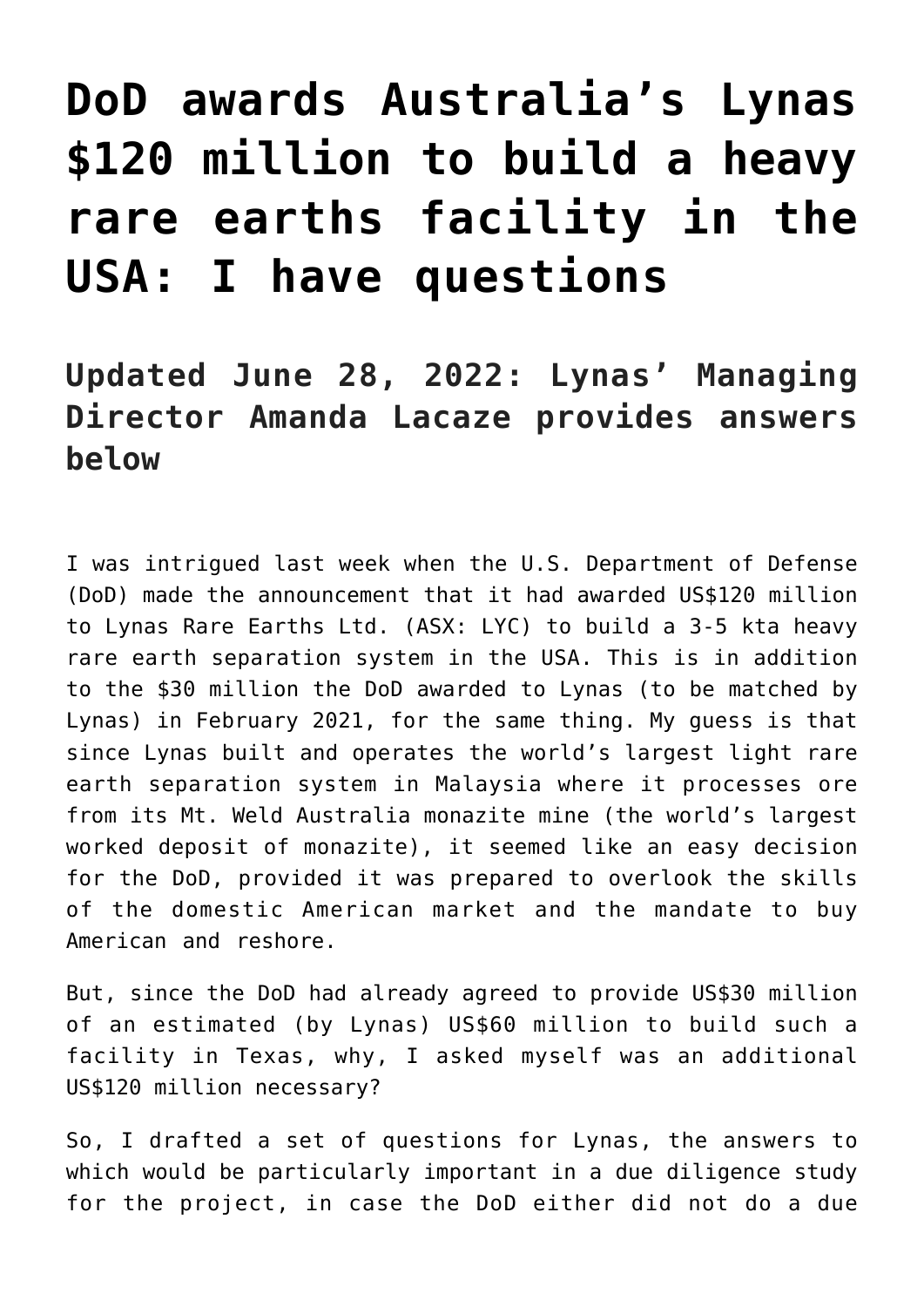# DoD awards Australia's Lynas $120 million to build a heavy rare earths facility in the USA: I have questions

## Updated June 28, 2022: Lynas' Managing Director Amanda Lacaze provides answers below

I was intrigued last week when the U.S. Department of Defense (DoD) made the announcement that it had awarded US$120 million to Lynas Rare Earths Ltd. (ASX: LYC) to build a 3-5 kta heavy rare earth separation system in the USA. This is in addition to the $30 million the DoD awarded to Lynas (to be matched by Lynas) in February 2021, for the same thing. My guess is that since Lynas built and operates the world's largest light rare earth separation system in Malaysia where it processes ore from its Mt. Weld Australia monazite mine (the world's largest worked deposit of monazite), it seemed like an easy decision for the DoD, provided it was prepared to overlook the skills of the domestic American market and the mandate to buy American and reshore.

But, since the DoD had already agreed to provide US$30 million of an estimated (by Lynas) US$60 million to build such a facility in Texas, why, I asked myself was an additional US$120 million necessary?

So, I drafted a set of questions for Lynas, the answers to which would be particularly important in a due diligence study for the project, in case the DoD either did not do a due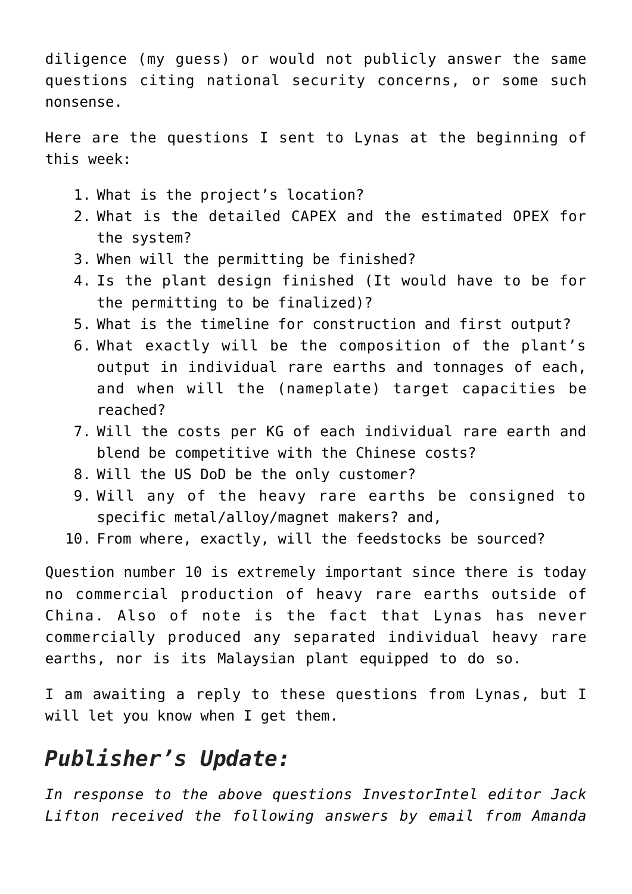diligence (my guess) or would not publicly answer the same questions citing national security concerns, or some such nonsense.

Here are the questions I sent to Lynas at the beginning of this week:

1. What is the project's location?
2. What is the detailed CAPEX and the estimated OPEX for the system?
3. When will the permitting be finished?
4. Is the plant design finished (It would have to be for the permitting to be finalized)?
5. What is the timeline for construction and first output?
6. What exactly will be the composition of the plant's output in individual rare earths and tonnages of each, and when will the (nameplate) target capacities be reached?
7. Will the costs per KG of each individual rare earth and blend be competitive with the Chinese costs?
8. Will the US DoD be the only customer?
9. Will any of the heavy rare earths be consigned to specific metal/alloy/magnet makers? and,
10. From where, exactly, will the feedstocks be sourced?

Question number 10 is extremely important since there is today no commercial production of heavy rare earths outside of China. Also of note is the fact that Lynas has never commercially produced any separated individual heavy rare earths, nor is its Malaysian plant equipped to do so.

I am awaiting a reply to these questions from Lynas, but I will let you know when I get them.

## *Publisher's Update:*

*In response to the above questions InvestorIntel editor Jack Lifton received the following answers by email from Amanda*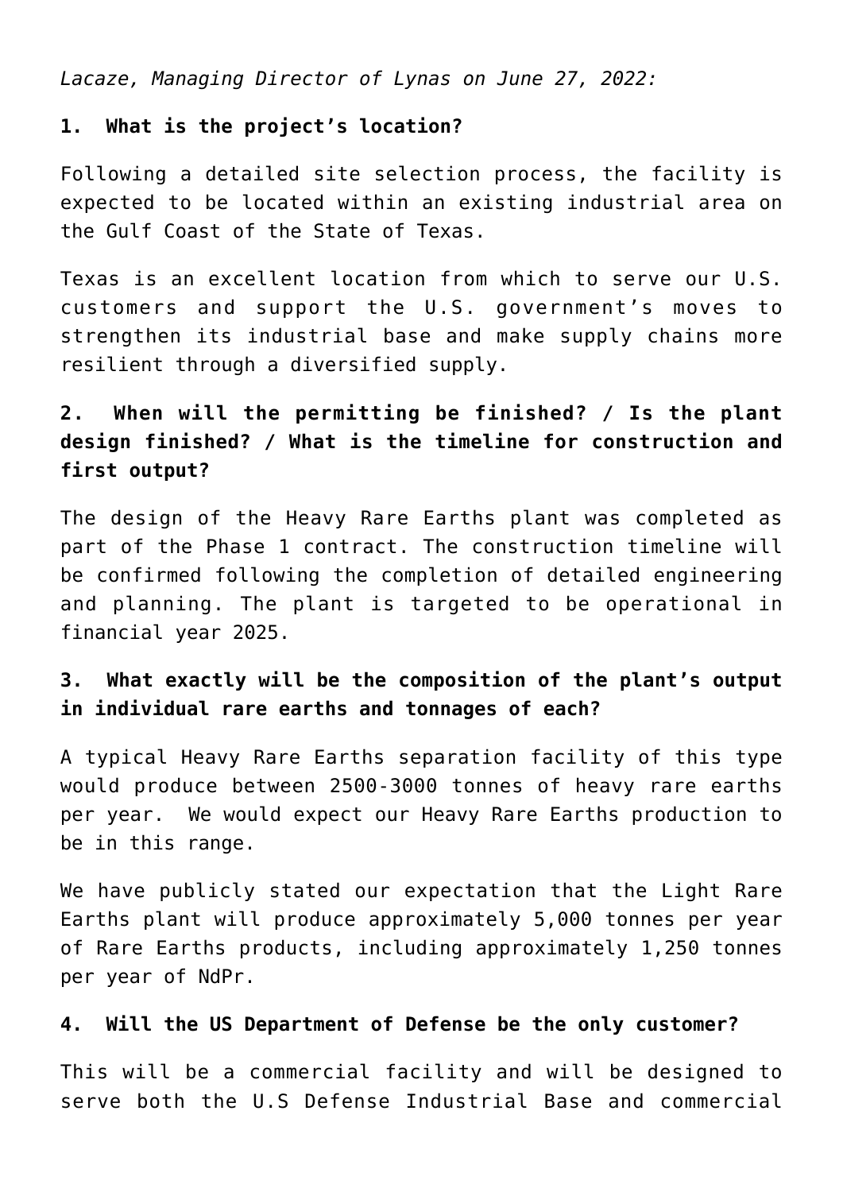*Lacaze, Managing Director of Lynas on June 27, 2022:*

**1. What is the project's location?**

Following a detailed site selection process, the facility is expected to be located within an existing industrial area on the Gulf Coast of the State of Texas.

Texas is an excellent location from which to serve our U.S. customers and support the U.S. government's moves to strengthen its industrial base and make supply chains more resilient through a diversified supply.

**2. When will the permitting be finished? / Is the plant design finished? / What is the timeline for construction and first output?**

The design of the Heavy Rare Earths plant was completed as part of the Phase 1 contract. The construction timeline will be confirmed following the completion of detailed engineering and planning. The plant is targeted to be operational in financial year 2025.

**3. What exactly will be the composition of the plant's output in individual rare earths and tonnages of each?**

A typical Heavy Rare Earths separation facility of this type would produce between 2500-3000 tonnes of heavy rare earths per year. We would expect our Heavy Rare Earths production to be in this range.

We have publicly stated our expectation that the Light Rare Earths plant will produce approximately 5,000 tonnes per year of Rare Earths products, including approximately 1,250 tonnes per year of NdPr.

**4. Will the US Department of Defense be the only customer?**

This will be a commercial facility and will be designed to serve both the U.S Defense Industrial Base and commercial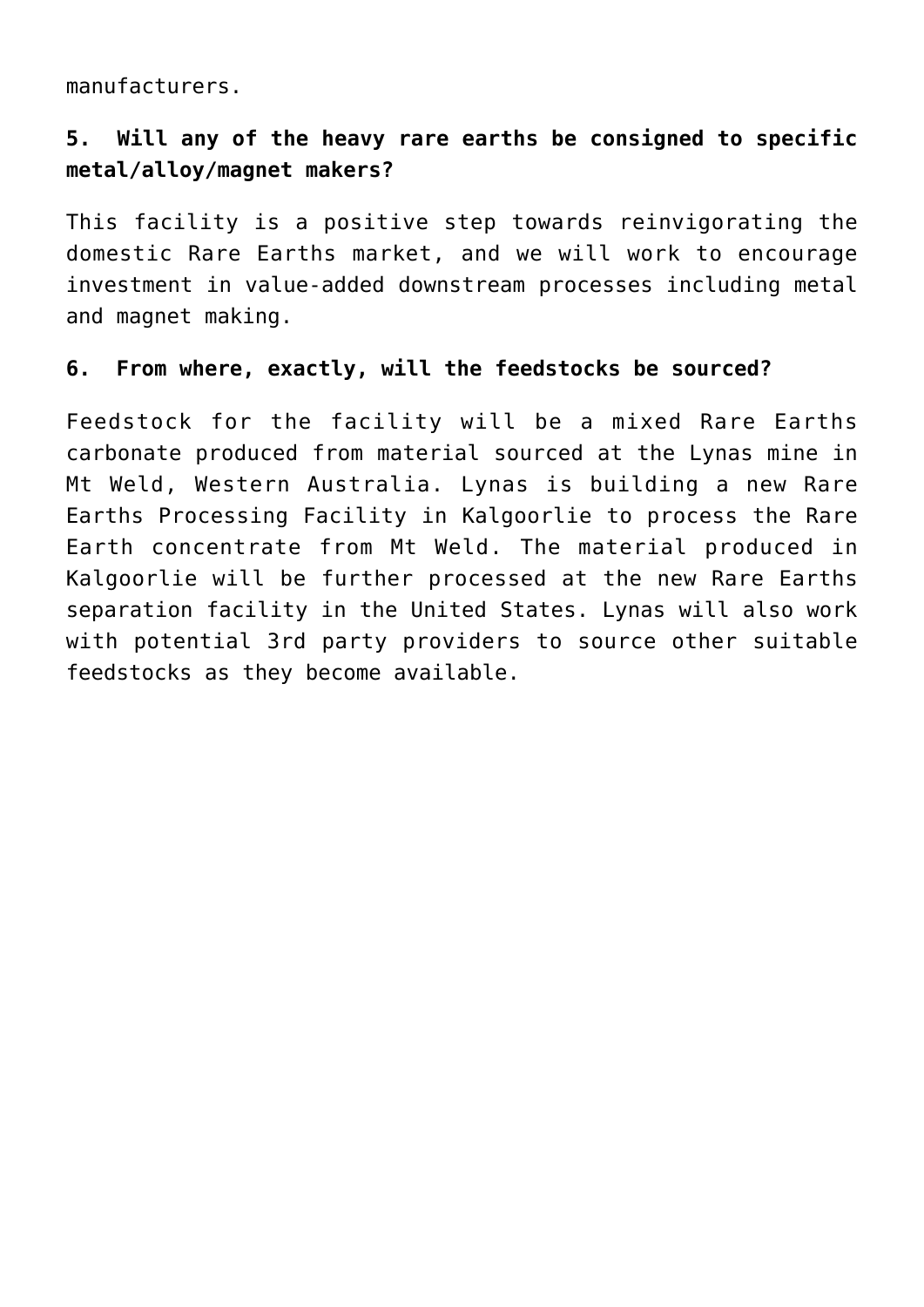manufacturers.

**5. Will any of the heavy rare earths be consigned to specific metal/alloy/magnet makers?**

This facility is a positive step towards reinvigorating the domestic Rare Earths market, and we will work to encourage investment in value-added downstream processes including metal and magnet making.

**6. From where, exactly, will the feedstocks be sourced?**

Feedstock for the facility will be a mixed Rare Earths carbonate produced from material sourced at the Lynas mine in Mt Weld, Western Australia. Lynas is building a new Rare Earths Processing Facility in Kalgoorlie to process the Rare Earth concentrate from Mt Weld. The material produced in Kalgoorlie will be further processed at the new Rare Earths separation facility in the United States. Lynas will also work with potential 3rd party providers to source other suitable feedstocks as they become available.